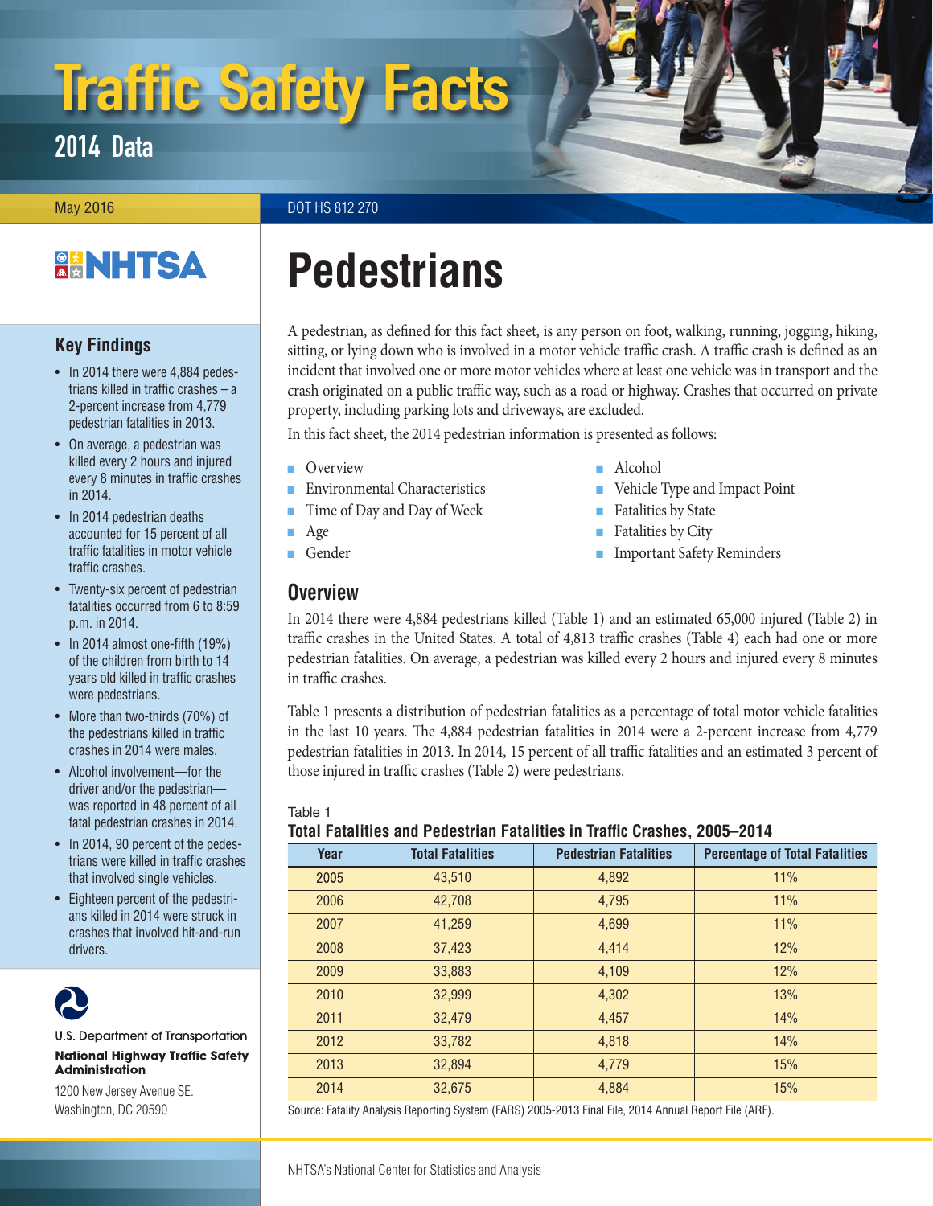# Traffic Safety Facts

## 2014 Data

May 2016

DOT HS 812 270

NHTSA

### Key Findings

- In 2014 there were 4,884 pedestrians killed in traffic crashes – a 2-percent increase from 4,779 pedestrian fatalities in 2013.
- On average, a pedestrian was killed every 2 hours and injured every 8 minutes in traffic crashes in 2014.
- In 2014 pedestrian deaths accounted for 15 percent of all traffic fatalities in motor vehicle traffic crashes.
- Twenty-six percent of pedestrian fatalities occurred from 6 to 8:59 p.m. in 2014.
- In 2014 almost one-fifth (19%) of the children from birth to 14 years old killed in traffic crashes were pedestrians.
- More than two-thirds (70%) of the pedestrians killed in traffic crashes in 2014 were males.
- Alcohol involvement—for the driver and/or the pedestrian—was reported in 48 percent of all fatal pedestrian crashes in 2014.
- In 2014, 90 percent of the pedestrians were killed in traffic crashes that involved single vehicles.
- Eighteen percent of the pedestrians killed in 2014 were struck in crashes that involved hit-and-run drivers.

U.S. Department of Transportation
**National Highway Traffic Safety Administration**
1200 New Jersey Avenue SE.
Washington, DC 20590

# Pedestrians

A pedestrian, as defined for this fact sheet, is any person on foot, walking, running, jogging, hiking, sitting, or lying down who is involved in a motor vehicle traffic crash. A traffic crash is defined as an incident that involved one or more motor vehicles where at least one vehicle was in transport and the crash originated on a public traffic way, such as a road or highway. Crashes that occurred on private property, including parking lots and driveways, are excluded.

In this fact sheet, the 2014 pedestrian information is presented as follows:

- Overview
- Environmental Characteristics
- Time of Day and Day of Week
- Age
- Gender
- Alcohol
- Vehicle Type and Impact Point
- Fatalities by State
- Fatalities by City
- Important Safety Reminders

## Overview

In 2014 there were 4,884 pedestrians killed (Table 1) and an estimated 65,000 injured (Table 2) in traffic crashes in the United States. A total of 4,813 traffic crashes (Table 4) each had one or more pedestrian fatalities. On average, a pedestrian was killed every 2 hours and injured every 8 minutes in traffic crashes.

Table 1 presents a distribution of pedestrian fatalities as a percentage of total motor vehicle fatalities in the last 10 years. The 4,884 pedestrian fatalities in 2014 were a 2-percent increase from 4,779 pedestrian fatalities in 2013. In 2014, 15 percent of all traffic fatalities and an estimated 3 percent of those injured in traffic crashes (Table 2) were pedestrians.

Table 1
**Total Fatalities and Pedestrian Fatalities in Traffic Crashes, 2005–2014**

| Year | Total Fatalities | Pedestrian Fatalities | Percentage of Total Fatalities |
|---|---|---|---|
| 2005 | 43,510 | 4,892 | 11% |
| 2006 | 42,708 | 4,795 | 11% |
| 2007 | 41,259 | 4,699 | 11% |
| 2008 | 37,423 | 4,414 | 12% |
| 2009 | 33,883 | 4,109 | 12% |
| 2010 | 32,999 | 4,302 | 13% |
| 2011 | 32,479 | 4,457 | 14% |
| 2012 | 33,782 | 4,818 | 14% |
| 2013 | 32,894 | 4,779 | 15% |
| 2014 | 32,675 | 4,884 | 15% |

Source: Fatality Analysis Reporting System (FARS) 2005-2013 Final File, 2014 Annual Report File (ARF).

NHTSA's National Center for Statistics and Analysis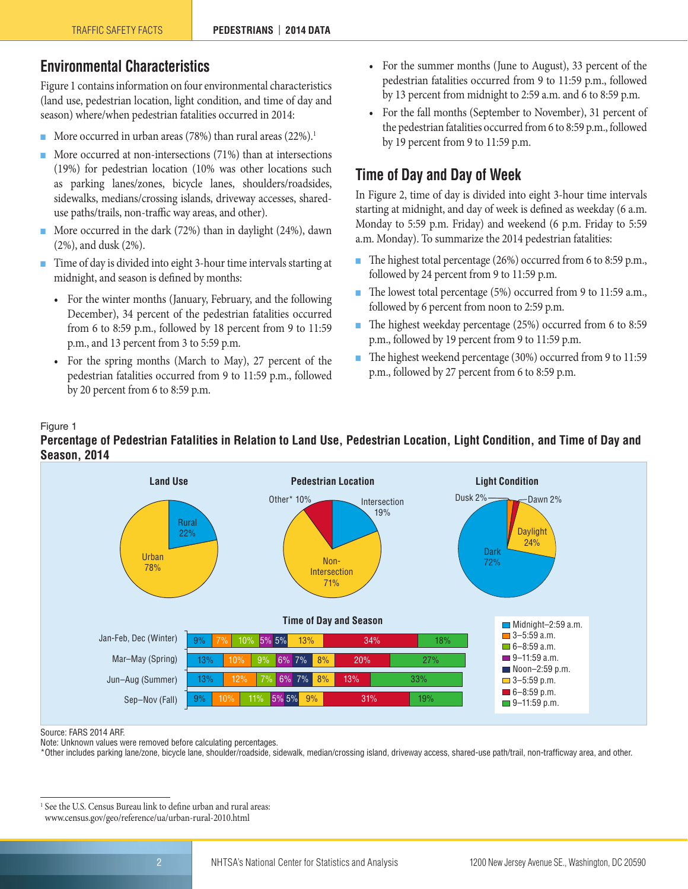## Environmental Characteristics

Figure 1 contains information on four environmental characteristics (land use, pedestrian location, light condition, and time of day and season) where/when pedestrian fatalities occurred in 2014:

- More occurred in urban areas (78%) than rural areas (22%).[1]
- More occurred at non-intersections (71%) than at intersections (19%) for pedestrian location (10% was other locations such as parking lanes/zones, bicycle lanes, shoulders/roadsides, sidewalks, medians/crossing islands, driveway accesses, shared-use paths/trails, non-traffic way areas, and other).
- More occurred in the dark (72%) than in daylight (24%), dawn (2%), and dusk (2%).
- Time of day is divided into eight 3-hour time intervals starting at midnight, and season is defined by months:
  - For the winter months (January, February, and the following December), 34 percent of the pedestrian fatalities occurred from 6 to 8:59 p.m., followed by 18 percent from 9 to 11:59 p.m., and 13 percent from 3 to 5:59 p.m.
  - For the spring months (March to May), 27 percent of the pedestrian fatalities occurred from 9 to 11:59 p.m., followed by 20 percent from 6 to 8:59 p.m.
  - For the summer months (June to August), 33 percent of the pedestrian fatalities occurred from 9 to 11:59 p.m., followed by 13 percent from midnight to 2:59 a.m. and 6 to 8:59 p.m.
  - For the fall months (September to November), 31 percent of the pedestrian fatalities occurred from 6 to 8:59 p.m., followed by 19 percent from 9 to 11:59 p.m.

## Time of Day and Day of Week

In Figure 2, time of day is divided into eight 3-hour time intervals starting at midnight, and day of week is defined as weekday (6 a.m. Monday to 5:59 p.m. Friday) and weekend (6 p.m. Friday to 5:59 a.m. Monday). To summarize the 2014 pedestrian fatalities:

- The highest total percentage (26%) occurred from 6 to 8:59 p.m., followed by 24 percent from 9 to 11:59 p.m.
- The lowest total percentage (5%) occurred from 9 to 11:59 a.m., followed by 6 percent from noon to 2:59 p.m.
- The highest weekday percentage (25%) occurred from 6 to 8:59 p.m., followed by 19 percent from 9 to 11:59 p.m.
- The highest weekend percentage (30%) occurred from 9 to 11:59 p.m., followed by 27 percent from 6 to 8:59 p.m.

Figure 1

**Percentage of Pedestrian Fatalities in Relation to Land Use, Pedestrian Location, Light Condition, and Time of Day and Season, 2014**

**Land Use**: Urban 78%, Rural 22%

**Pedestrian Location**: Non-Intersection 71%, Intersection 19%, Other* 10%

**Light Condition**: Dark 72%, Daylight 24%, Dusk 2%, Dawn 2%

**Time of Day and Season**

| Season | Midnight–2:59 a.m. | 3–5:59 a.m. | 6–8:59 a.m. | 9–11:59 a.m. | Noon–2:59 p.m. | 3–5:59 p.m. | 6–8:59 p.m. | 9–11:59 p.m. |
|---|---|---|---|---|---|---|---|---|
| Jan-Feb, Dec (Winter) | 9% | 7% | 10% | 5% | 5% | 13% | 34% | 18% |
| Mar–May (Spring) | 13% | 10% | 9% | 6% | 7% | 8% | 20% | 27% |
| Jun–Aug (Summer) | 13% | 12% | 7% | 6% | 7% | 8% | 13% | 33% |
| Sep–Nov (Fall) | 9% | 10% | 11% | 5% | 5% | 9% | 31% | 19% |

Source: FARS 2014 ARF.
Note: Unknown values were removed before calculating percentages.
*Other includes parking lane/zone, bicycle lane, shoulder/roadside, sidewalk, median/crossing island, driveway access, shared-use path/trail, non-trafficway area, and other.

[1] See the U.S. Census Bureau link to define urban and rural areas: www.census.gov/geo/reference/ua/urban-rural-2010.html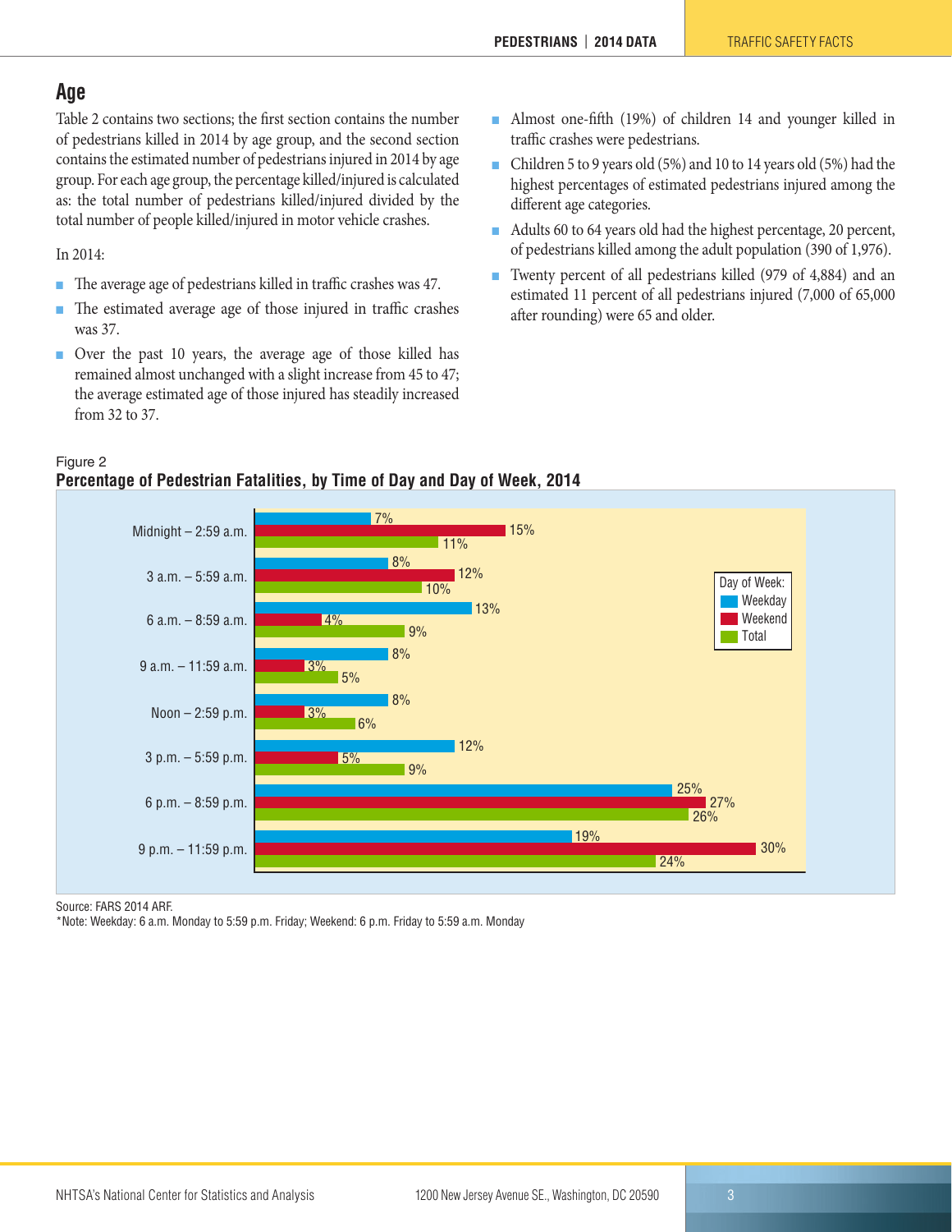## Age

Table 2 contains two sections; the first section contains the number of pedestrians killed in 2014 by age group, and the second section contains the estimated number of pedestrians injured in 2014 by age group. For each age group, the percentage killed/injured is calculated as: the total number of pedestrians killed/injured divided by the total number of people killed/injured in motor vehicle crashes.

In 2014:

- The average age of pedestrians killed in traffic crashes was 47.
- The estimated average age of those injured in traffic crashes was 37.
- Over the past 10 years, the average age of those killed has remained almost unchanged with a slight increase from 45 to 47; the average estimated age of those injured has steadily increased from 32 to 37.
- Almost one-fifth (19%) of children 14 and younger killed in traffic crashes were pedestrians.
- Children 5 to 9 years old (5%) and 10 to 14 years old (5%) had the highest percentages of estimated pedestrians injured among the different age categories.
- Adults 60 to 64 years old had the highest percentage, 20 percent, of pedestrians killed among the adult population (390 of 1,976).
- Twenty percent of all pedestrians killed (979 of 4,884) and an estimated 11 percent of all pedestrians injured (7,000 of 65,000 after rounding) were 65 and older.

Figure 2
**Percentage of Pedestrian Fatalities, by Time of Day and Day of Week, 2014**

| Time of Day | Weekday | Weekend | Total |
|---|---|---|---|
| Midnight – 2:59 a.m. | 7% | 15% | 11% |
| 3 a.m. – 5:59 a.m. | 8% | 12% | 10% |
| 6 a.m. – 8:59 a.m. | 13% | 4% | 9% |
| 9 a.m. – 11:59 a.m. | 8% | 3% | 5% |
| Noon – 2:59 p.m. | 8% | 3% | 6% |
| 3 p.m. – 5:59 p.m. | 12% | 5% | 9% |
| 6 p.m. – 8:59 p.m. | 25% | 27% | 26% |
| 9 p.m. – 11:59 p.m. | 19% | 30% | 24% |

Source: FARS 2014 ARF.
*Note: Weekday: 6 a.m. Monday to 5:59 p.m. Friday; Weekend: 6 p.m. Friday to 5:59 a.m. Monday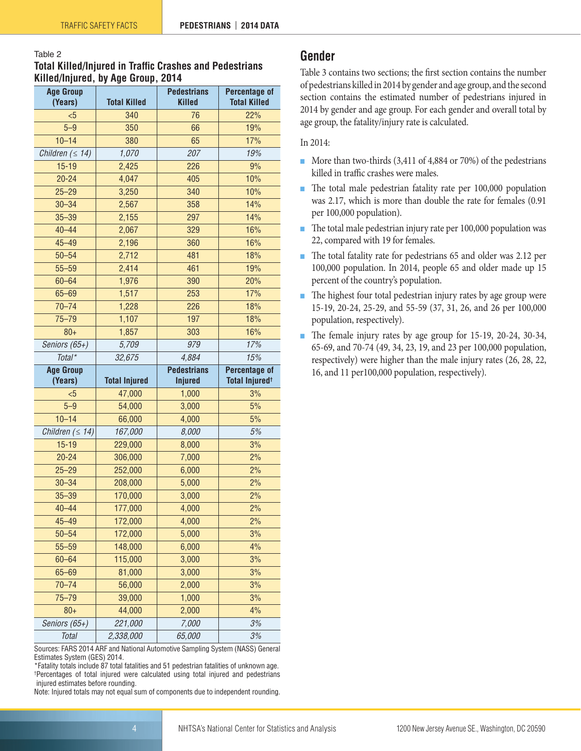Table 2

**Total Killed/Injured in Traffic Crashes and Pedestrians Killed/Injured, by Age Group, 2014**

| Age Group (Years) | Total Killed | Pedestrians Killed | Percentage of Total Killed |
|---|---|---|---|
| <5 | 340 | 76 | 22% |
| 5–9 | 350 | 66 | 19% |
| 10–14 | 380 | 65 | 17% |
| *Children (≤ 14)* | *1,070* | *207* | *19%* |
| 15-19 | 2,425 | 226 | 9% |
| 20-24 | 4,047 | 405 | 10% |
| 25–29 | 3,250 | 340 | 10% |
| 30–34 | 2,567 | 358 | 14% |
| 35–39 | 2,155 | 297 | 14% |
| 40–44 | 2,067 | 329 | 16% |
| 45–49 | 2,196 | 360 | 16% |
| 50–54 | 2,712 | 481 | 18% |
| 55–59 | 2,414 | 461 | 19% |
| 60–64 | 1,976 | 390 | 20% |
| 65–69 | 1,517 | 253 | 17% |
| 70–74 | 1,228 | 226 | 18% |
| 75–79 | 1,107 | 197 | 18% |
| 80+ | 1,857 | 303 | 16% |
| *Seniors (65+)* | *5,709* | *979* | *17%* |
| *Total** | *32,675* | *4,884* | *15%* |
| **Age Group (Years)** | **Total Injured** | **Pedestrians Injured** | **Percentage of Total Injured†** |
| <5 | 47,000 | 1,000 | 3% |
| 5–9 | 54,000 | 3,000 | 5% |
| 10–14 | 66,000 | 4,000 | 5% |
| *Children (≤ 14)* | *167,000* | *8,000* | *5%* |
| 15-19 | 229,000 | 8,000 | 3% |
| 20-24 | 306,000 | 7,000 | 2% |
| 25–29 | 252,000 | 6,000 | 2% |
| 30–34 | 208,000 | 5,000 | 2% |
| 35–39 | 170,000 | 3,000 | 2% |
| 40–44 | 177,000 | 4,000 | 2% |
| 45–49 | 172,000 | 4,000 | 2% |
| 50–54 | 172,000 | 5,000 | 3% |
| 55–59 | 148,000 | 6,000 | 4% |
| 60–64 | 115,000 | 3,000 | 3% |
| 65–69 | 81,000 | 3,000 | 3% |
| 70–74 | 56,000 | 2,000 | 3% |
| 75–79 | 39,000 | 1,000 | 3% |
| 80+ | 44,000 | 2,000 | 4% |
| *Seniors (65+)* | *221,000* | *7,000* | *3%* |
| *Total* | *2,338,000* | *65,000* | *3%* |

Sources: FARS 2014 ARF and National Automotive Sampling System (NASS) General Estimates System (GES) 2014.

*Fatality totals include 87 total fatalities and 51 pedestrian fatalities of unknown age.

†Percentages of total injured were calculated using total injured and pedestrians injured estimates before rounding.

Note: Injured totals may not equal sum of components due to independent rounding.

## Gender

Table 3 contains two sections; the first section contains the number of pedestrians killed in 2014 by gender and age group, and the second section contains the estimated number of pedestrians injured in 2014 by gender and age group. For each gender and overall total by age group, the fatality/injury rate is calculated.

In 2014:

- More than two-thirds (3,411 of 4,884 or 70%) of the pedestrians killed in traffic crashes were males.
- The total male pedestrian fatality rate per 100,000 population was 2.17, which is more than double the rate for females (0.91 per 100,000 population).
- The total male pedestrian injury rate per 100,000 population was 22, compared with 19 for females.
- The total fatality rate for pedestrians 65 and older was 2.12 per 100,000 population. In 2014, people 65 and older made up 15 percent of the country's population.
- The highest four total pedestrian injury rates by age group were 15-19, 20-24, 25-29, and 55-59 (37, 31, 26, and 26 per 100,000 population, respectively).
- The female injury rates by age group for 15-19, 20-24, 30-34, 65-69, and 70-74 (49, 34, 23, 19, and 23 per 100,000 population, respectively) were higher than the male injury rates (26, 28, 22, 16, and 11 per100,000 population, respectively).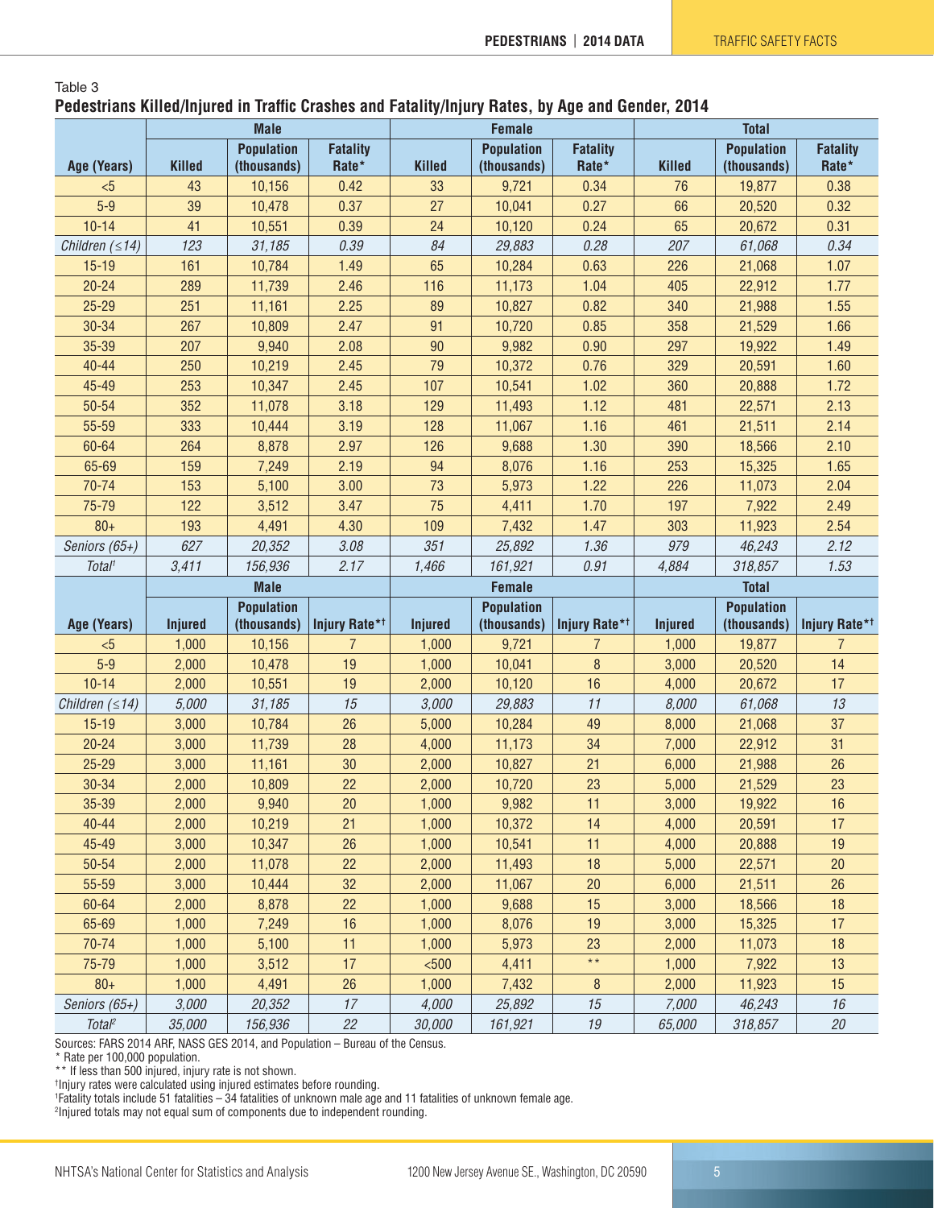Table 3

**Pedestrians Killed/Injured in Traffic Crashes and Fatality/Injury Rates, by Age and Gender, 2014**

| | Male | | | Female | | | Total | | |
|---|---|---|---|---|---|---|---|---|---|
| **Age (Years)** | **Killed** | **Population (thousands)** | **Fatality Rate*** | **Killed** | **Population (thousands)** | **Fatality Rate*** | **Killed** | **Population (thousands)** | **Fatality Rate*** |
| <5 | 43 | 10,156 | 0.42 | 33 | 9,721 | 0.34 | 76 | 19,877 | 0.38 |
| 5-9 | 39 | 10,478 | 0.37 | 27 | 10,041 | 0.27 | 66 | 20,520 | 0.32 |
| 10-14 | 41 | 10,551 | 0.39 | 24 | 10,120 | 0.24 | 65 | 20,672 | 0.31 |
| *Children (≤14)* | *123* | *31,185* | *0.39* | *84* | *29,883* | *0.28* | *207* | *61,068* | *0.34* |
| 15-19 | 161 | 10,784 | 1.49 | 65 | 10,284 | 0.63 | 226 | 21,068 | 1.07 |
| 20-24 | 289 | 11,739 | 2.46 | 116 | 11,173 | 1.04 | 405 | 22,912 | 1.77 |
| 25-29 | 251 | 11,161 | 2.25 | 89 | 10,827 | 0.82 | 340 | 21,988 | 1.55 |
| 30-34 | 267 | 10,809 | 2.47 | 91 | 10,720 | 0.85 | 358 | 21,529 | 1.66 |
| 35-39 | 207 | 9,940 | 2.08 | 90 | 9,982 | 0.90 | 297 | 19,922 | 1.49 |
| 40-44 | 250 | 10,219 | 2.45 | 79 | 10,372 | 0.76 | 329 | 20,591 | 1.60 |
| 45-49 | 253 | 10,347 | 2.45 | 107 | 10,541 | 1.02 | 360 | 20,888 | 1.72 |
| 50-54 | 352 | 11,078 | 3.18 | 129 | 11,493 | 1.12 | 481 | 22,571 | 2.13 |
| 55-59 | 333 | 10,444 | 3.19 | 128 | 11,067 | 1.16 | 461 | 21,511 | 2.14 |
| 60-64 | 264 | 8,878 | 2.97 | 126 | 9,688 | 1.30 | 390 | 18,566 | 2.10 |
| 65-69 | 159 | 7,249 | 2.19 | 94 | 8,076 | 1.16 | 253 | 15,325 | 1.65 |
| 70-74 | 153 | 5,100 | 3.00 | 73 | 5,973 | 1.22 | 226 | 11,073 | 2.04 |
| 75-79 | 122 | 3,512 | 3.47 | 75 | 4,411 | 1.70 | 197 | 7,922 | 2.49 |
| 80+ | 193 | 4,491 | 4.30 | 109 | 7,432 | 1.47 | 303 | 11,923 | 2.54 |
| *Seniors (65+)* | *627* | *20,352* | *3.08* | *351* | *25,892* | *1.36* | *979* | *46,243* | *2.12* |
| *Total[1]* | *3,411* | *156,936* | *2.17* | *1,466* | *161,921* | *0.91* | *4,884* | *318,857* | *1.53* |
| | **Male** | | | **Female** | | | **Total** | | |
| **Age (Years)** | **Injured** | **Population (thousands)** | **Injury Rate*†** | **Injured** | **Population (thousands)** | **Injury Rate*†** | **Injured** | **Population (thousands)** | **Injury Rate*†** |
| <5 | 1,000 | 10,156 | 7 | 1,000 | 9,721 | 7 | 1,000 | 19,877 | 7 |
| 5-9 | 2,000 | 10,478 | 19 | 1,000 | 10,041 | 8 | 3,000 | 20,520 | 14 |
| 10-14 | 2,000 | 10,551 | 19 | 2,000 | 10,120 | 16 | 4,000 | 20,672 | 17 |
| *Children (≤14)* | *5,000* | *31,185* | *15* | *3,000* | *29,883* | *11* | *8,000* | *61,068* | *13* |
| 15-19 | 3,000 | 10,784 | 26 | 5,000 | 10,284 | 49 | 8,000 | 21,068 | 37 |
| 20-24 | 3,000 | 11,739 | 28 | 4,000 | 11,173 | 34 | 7,000 | 22,912 | 31 |
| 25-29 | 3,000 | 11,161 | 30 | 2,000 | 10,827 | 21 | 6,000 | 21,988 | 26 |
| 30-34 | 2,000 | 10,809 | 22 | 2,000 | 10,720 | 23 | 5,000 | 21,529 | 23 |
| 35-39 | 2,000 | 9,940 | 20 | 1,000 | 9,982 | 11 | 3,000 | 19,922 | 16 |
| 40-44 | 2,000 | 10,219 | 21 | 1,000 | 10,372 | 14 | 4,000 | 20,591 | 17 |
| 45-49 | 3,000 | 10,347 | 26 | 1,000 | 10,541 | 11 | 4,000 | 20,888 | 19 |
| 50-54 | 2,000 | 11,078 | 22 | 2,000 | 11,493 | 18 | 5,000 | 22,571 | 20 |
| 55-59 | 3,000 | 10,444 | 32 | 2,000 | 11,067 | 20 | 6,000 | 21,511 | 26 |
| 60-64 | 2,000 | 8,878 | 22 | 1,000 | 9,688 | 15 | 3,000 | 18,566 | 18 |
| 65-69 | 1,000 | 7,249 | 16 | 1,000 | 8,076 | 19 | 3,000 | 15,325 | 17 |
| 70-74 | 1,000 | 5,100 | 11 | 1,000 | 5,973 | 23 | 2,000 | 11,073 | 18 |
| 75-79 | 1,000 | 3,512 | 17 | <500 | 4,411 | ** | 1,000 | 7,922 | 13 |
| 80+ | 1,000 | 4,491 | 26 | 1,000 | 7,432 | 8 | 2,000 | 11,923 | 15 |
| *Seniors (65+)* | *3,000* | *20,352* | *17* | *4,000* | *25,892* | *15* | *7,000* | *46,243* | *16* |
| *Total[2]* | *35,000* | *156,936* | *22* | *30,000* | *161,921* | *19* | *65,000* | *318,857* | *20* |

Sources: FARS 2014 ARF, NASS GES 2014, and Population – Bureau of the Census.

\* Rate per 100,000 population.

\*\* If less than 500 injured, injury rate is not shown.

†Injury rates were calculated using injured estimates before rounding.

[1]Fatality totals include 51 fatalities – 34 fatalities of unknown male age and 11 fatalities of unknown female age.

[2]Injured totals may not equal sum of components due to independent rounding.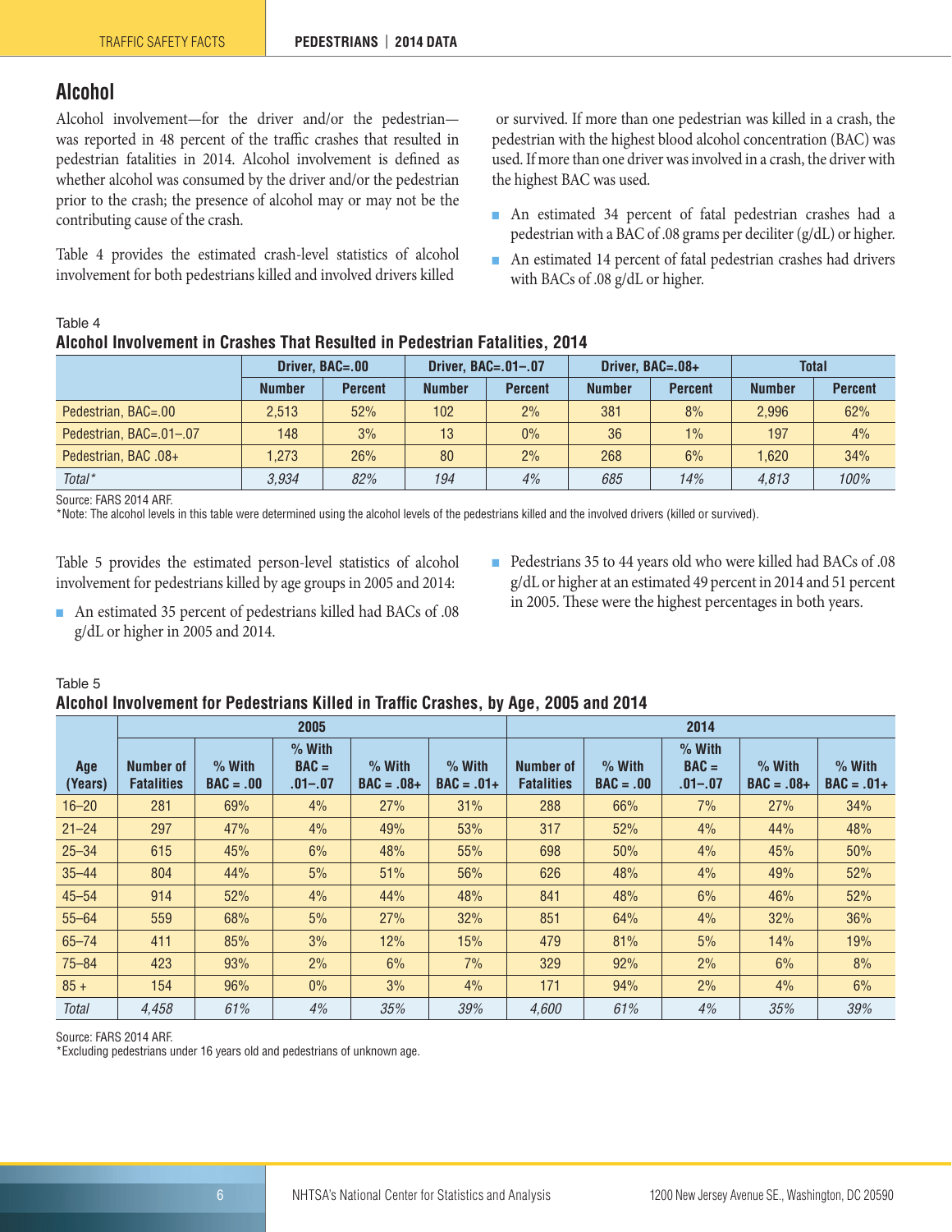## Alcohol

Alcohol involvement—for the driver and/or the pedestrian—was reported in 48 percent of the traffic crashes that resulted in pedestrian fatalities in 2014. Alcohol involvement is defined as whether alcohol was consumed by the driver and/or the pedestrian prior to the crash; the presence of alcohol may or may not be the contributing cause of the crash.

Table 4 provides the estimated crash-level statistics of alcohol involvement for both pedestrians killed and involved drivers killed or survived. If more than one pedestrian was killed in a crash, the pedestrian with the highest blood alcohol concentration (BAC) was used. If more than one driver was involved in a crash, the driver with the highest BAC was used.

- An estimated 34 percent of fatal pedestrian crashes had a pedestrian with a BAC of .08 grams per deciliter (g/dL) or higher.
- An estimated 14 percent of fatal pedestrian crashes had drivers with BACs of .08 g/dL or higher.

Table 4

**Alcohol Involvement in Crashes That Resulted in Pedestrian Fatalities, 2014**

| | Driver, BAC=.00 | | Driver, BAC=.01–.07 | | Driver, BAC=.08+ | | Total | |
|---|---|---|---|---|---|---|---|---|
| | Number | Percent | Number | Percent | Number | Percent | Number | Percent |
| Pedestrian, BAC=.00 | 2,513 | 52% | 102 | 2% | 381 | 8% | 2,996 | 62% |
| Pedestrian, BAC=.01–.07 | 148 | 3% | 13 | 0% | 36 | 1% | 197 | 4% |
| Pedestrian, BAC .08+ | 1,273 | 26% | 80 | 2% | 268 | 6% | 1,620 | 34% |
| *Total** | *3,934* | *82%* | *194* | *4%* | *685* | *14%* | *4,813* | *100%* |

Source: FARS 2014 ARF.
*Note: The alcohol levels in this table were determined using the alcohol levels of the pedestrians killed and the involved drivers (killed or survived).

Table 5 provides the estimated person-level statistics of alcohol involvement for pedestrians killed by age groups in 2005 and 2014:

- An estimated 35 percent of pedestrians killed had BACs of .08 g/dL or higher in 2005 and 2014.
- Pedestrians 35 to 44 years old who were killed had BACs of .08 g/dL or higher at an estimated 49 percent in 2014 and 51 percent in 2005. These were the highest percentages in both years.

Table 5

**Alcohol Involvement for Pedestrians Killed in Traffic Crashes, by Age, 2005 and 2014**

| Age (Years) | 2005 | | | | | 2014 | | | | |
|---|---|---|---|---|---|---|---|---|---|---|
| | Number of Fatalities | % With BAC = .00 | % With BAC = .01–.07 | % With BAC = .08+ | % With BAC = .01+ | Number of Fatalities | % With BAC = .00 | % With BAC = .01–.07 | % With BAC = .08+ | % With BAC = .01+ |
| 16–20 | 281 | 69% | 4% | 27% | 31% | 288 | 66% | 7% | 27% | 34% |
| 21–24 | 297 | 47% | 4% | 49% | 53% | 317 | 52% | 4% | 44% | 48% |
| 25–34 | 615 | 45% | 6% | 48% | 55% | 698 | 50% | 4% | 45% | 50% |
| 35–44 | 804 | 44% | 5% | 51% | 56% | 626 | 48% | 4% | 49% | 52% |
| 45–54 | 914 | 52% | 4% | 44% | 48% | 841 | 48% | 6% | 46% | 52% |
| 55–64 | 559 | 68% | 5% | 27% | 32% | 851 | 64% | 4% | 32% | 36% |
| 65–74 | 411 | 85% | 3% | 12% | 15% | 479 | 81% | 5% | 14% | 19% |
| 75–84 | 423 | 93% | 2% | 6% | 7% | 329 | 92% | 2% | 6% | 8% |
| 85 + | 154 | 96% | 0% | 3% | 4% | 171 | 94% | 2% | 4% | 6% |
| *Total* | *4,458* | *61%* | *4%* | *35%* | *39%* | *4,600* | *61%* | *4%* | *35%* | *39%* |

Source: FARS 2014 ARF.
*Excluding pedestrians under 16 years old and pedestrians of unknown age.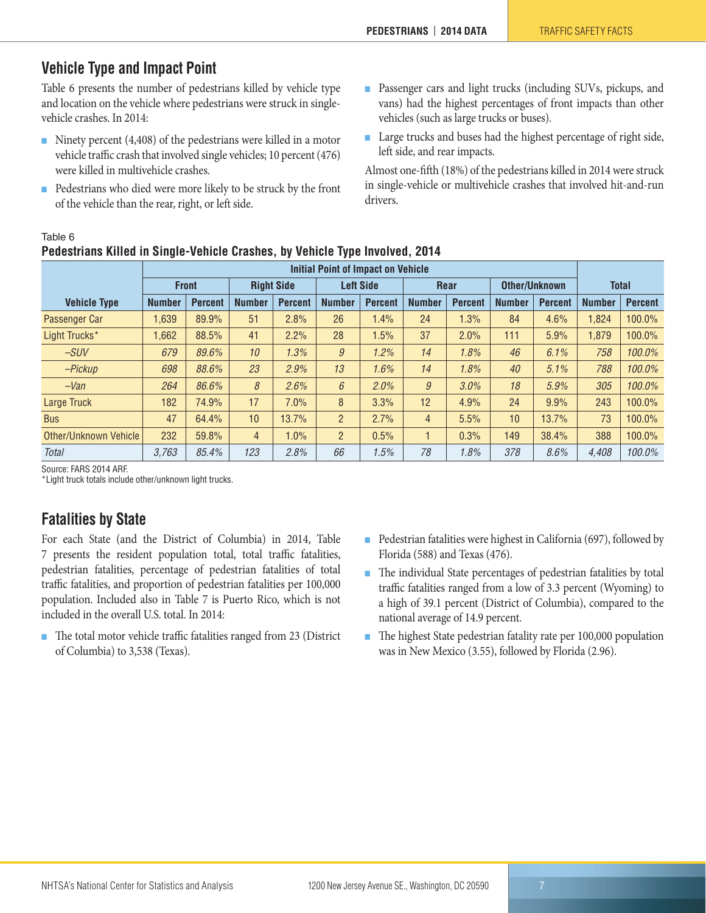## Vehicle Type and Impact Point

Table 6 presents the number of pedestrians killed by vehicle type and location on the vehicle where pedestrians were struck in single-vehicle crashes. In 2014:

- Ninety percent (4,408) of the pedestrians were killed in a motor vehicle traffic crash that involved single vehicles; 10 percent (476) were killed in multivehicle crashes.
- Pedestrians who died were more likely to be struck by the front of the vehicle than the rear, right, or left side.
- Passenger cars and light trucks (including SUVs, pickups, and vans) had the highest percentages of front impacts than other vehicles (such as large trucks or buses).
- Large trucks and buses had the highest percentage of right side, left side, and rear impacts.

Almost one-fifth (18%) of the pedestrians killed in 2014 were struck in single-vehicle or multivehicle crashes that involved hit-and-run drivers.

Table 6
**Pedestrians Killed in Single-Vehicle Crashes, by Vehicle Type Involved, 2014**

| Vehicle Type | Initial Point of Impact on Vehicle | | | | | | | | | | Total | |
|---|---|---|---|---|---|---|---|---|---|---|---|---|
| | Front | | Right Side | | Left Side | | Rear | | Other/Unknown | | | |
| | Number | Percent | Number | Percent | Number | Percent | Number | Percent | Number | Percent | Number | Percent |
| Passenger Car | 1,639 | 89.9% | 51 | 2.8% | 26 | 1.4% | 24 | 1.3% | 84 | 4.6% | 1,824 | 100.0% |
| Light Trucks* | 1,662 | 88.5% | 41 | 2.2% | 28 | 1.5% | 37 | 2.0% | 111 | 5.9% | 1,879 | 100.0% |
| *–SUV* | *679* | *89.6%* | *10* | *1.3%* | *9* | *1.2%* | *14* | *1.8%* | *46* | *6.1%* | *758* | *100.0%* |
| *–Pickup* | *698* | *88.6%* | *23* | *2.9%* | *13* | *1.6%* | *14* | *1.8%* | *40* | *5.1%* | *788* | *100.0%* |
| *–Van* | *264* | *86.6%* | *8* | *2.6%* | *6* | *2.0%* | *9* | *3.0%* | *18* | *5.9%* | *305* | *100.0%* |
| Large Truck | 182 | 74.9% | 17 | 7.0% | 8 | 3.3% | 12 | 4.9% | 24 | 9.9% | 243 | 100.0% |
| Bus | 47 | 64.4% | 10 | 13.7% | 2 | 2.7% | 4 | 5.5% | 10 | 13.7% | 73 | 100.0% |
| Other/Unknown Vehicle | 232 | 59.8% | 4 | 1.0% | 2 | 0.5% | 1 | 0.3% | 149 | 38.4% | 388 | 100.0% |
| *Total* | *3,763* | *85.4%* | *123* | *2.8%* | *66* | *1.5%* | *78* | *1.8%* | *378* | *8.6%* | *4,408* | *100.0%* |

Source: FARS 2014 ARF.
*Light truck totals include other/unknown light trucks.

## Fatalities by State

For each State (and the District of Columbia) in 2014, Table 7 presents the resident population total, total traffic fatalities, pedestrian fatalities, percentage of pedestrian fatalities of total traffic fatalities, and proportion of pedestrian fatalities per 100,000 population. Included also in Table 7 is Puerto Rico, which is not included in the overall U.S. total. In 2014:

- The total motor vehicle traffic fatalities ranged from 23 (District of Columbia) to 3,538 (Texas).
- Pedestrian fatalities were highest in California (697), followed by Florida (588) and Texas (476).
- The individual State percentages of pedestrian fatalities by total traffic fatalities ranged from a low of 3.3 percent (Wyoming) to a high of 39.1 percent (District of Columbia), compared to the national average of 14.9 percent.
- The highest State pedestrian fatality rate per 100,000 population was in New Mexico (3.55), followed by Florida (2.96).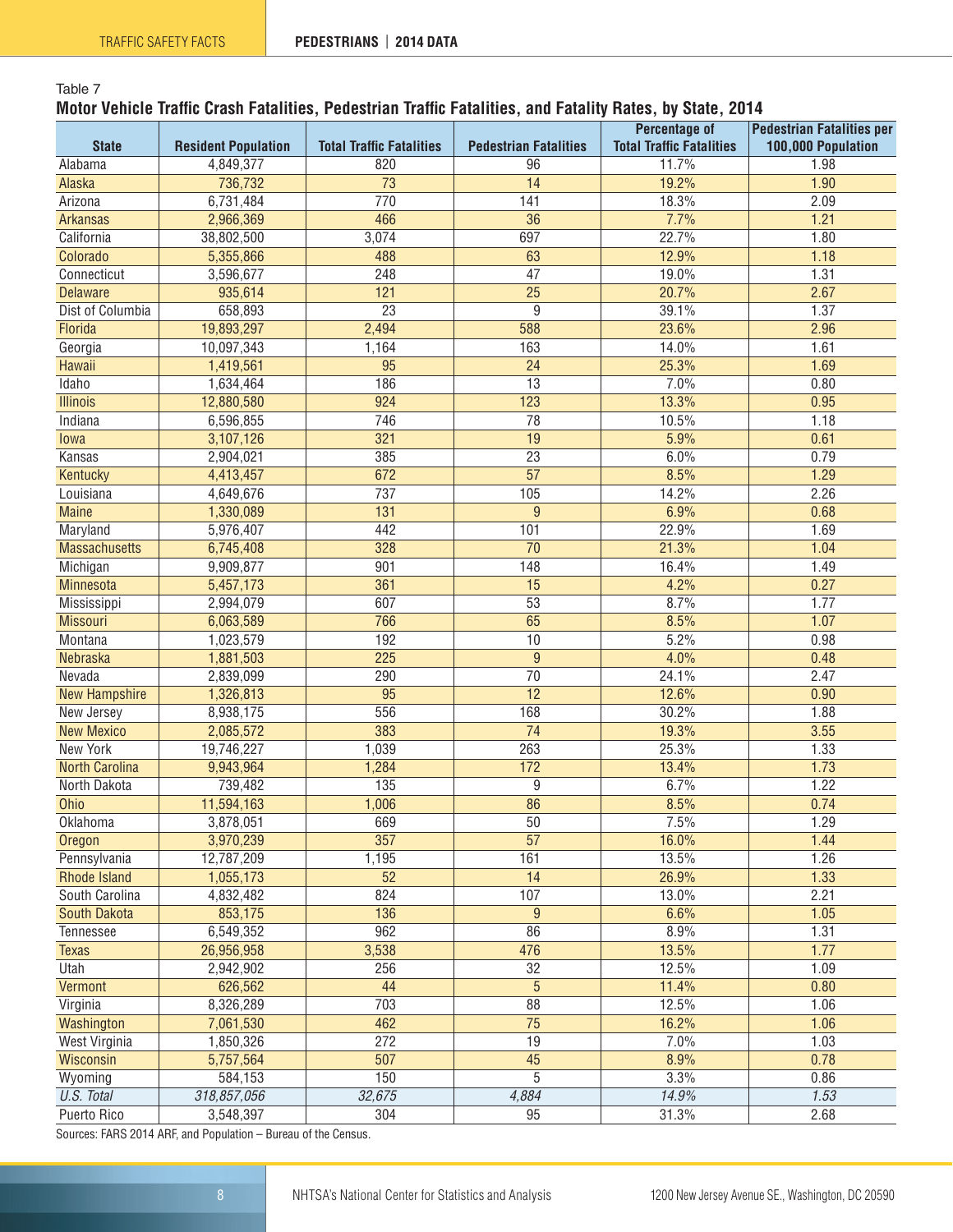Table 7

**Motor Vehicle Traffic Crash Fatalities, Pedestrian Traffic Fatalities, and Fatality Rates, by State, 2014**

| State | Resident Population | Total Traffic Fatalities | Pedestrian Fatalities | Percentage of Total Traffic Fatalities | Pedestrian Fatalities per 100,000 Population |
|---|---|---|---|---|---|
| Alabama | 4,849,377 | 820 | 96 | 11.7% | 1.98 |
| Alaska | 736,732 | 73 | 14 | 19.2% | 1.90 |
| Arizona | 6,731,484 | 770 | 141 | 18.3% | 2.09 |
| Arkansas | 2,966,369 | 466 | 36 | 7.7% | 1.21 |
| California | 38,802,500 | 3,074 | 697 | 22.7% | 1.80 |
| Colorado | 5,355,866 | 488 | 63 | 12.9% | 1.18 |
| Connecticut | 3,596,677 | 248 | 47 | 19.0% | 1.31 |
| Delaware | 935,614 | 121 | 25 | 20.7% | 2.67 |
| Dist of Columbia | 658,893 | 23 | 9 | 39.1% | 1.37 |
| Florida | 19,893,297 | 2,494 | 588 | 23.6% | 2.96 |
| Georgia | 10,097,343 | 1,164 | 163 | 14.0% | 1.61 |
| Hawaii | 1,419,561 | 95 | 24 | 25.3% | 1.69 |
| Idaho | 1,634,464 | 186 | 13 | 7.0% | 0.80 |
| Illinois | 12,880,580 | 924 | 123 | 13.3% | 0.95 |
| Indiana | 6,596,855 | 746 | 78 | 10.5% | 1.18 |
| Iowa | 3,107,126 | 321 | 19 | 5.9% | 0.61 |
| Kansas | 2,904,021 | 385 | 23 | 6.0% | 0.79 |
| Kentucky | 4,413,457 | 672 | 57 | 8.5% | 1.29 |
| Louisiana | 4,649,676 | 737 | 105 | 14.2% | 2.26 |
| Maine | 1,330,089 | 131 | 9 | 6.9% | 0.68 |
| Maryland | 5,976,407 | 442 | 101 | 22.9% | 1.69 |
| Massachusetts | 6,745,408 | 328 | 70 | 21.3% | 1.04 |
| Michigan | 9,909,877 | 901 | 148 | 16.4% | 1.49 |
| Minnesota | 5,457,173 | 361 | 15 | 4.2% | 0.27 |
| Mississippi | 2,994,079 | 607 | 53 | 8.7% | 1.77 |
| Missouri | 6,063,589 | 766 | 65 | 8.5% | 1.07 |
| Montana | 1,023,579 | 192 | 10 | 5.2% | 0.98 |
| Nebraska | 1,881,503 | 225 | 9 | 4.0% | 0.48 |
| Nevada | 2,839,099 | 290 | 70 | 24.1% | 2.47 |
| New Hampshire | 1,326,813 | 95 | 12 | 12.6% | 0.90 |
| New Jersey | 8,938,175 | 556 | 168 | 30.2% | 1.88 |
| New Mexico | 2,085,572 | 383 | 74 | 19.3% | 3.55 |
| New York | 19,746,227 | 1,039 | 263 | 25.3% | 1.33 |
| North Carolina | 9,943,964 | 1,284 | 172 | 13.4% | 1.73 |
| North Dakota | 739,482 | 135 | 9 | 6.7% | 1.22 |
| Ohio | 11,594,163 | 1,006 | 86 | 8.5% | 0.74 |
| Oklahoma | 3,878,051 | 669 | 50 | 7.5% | 1.29 |
| Oregon | 3,970,239 | 357 | 57 | 16.0% | 1.44 |
| Pennsylvania | 12,787,209 | 1,195 | 161 | 13.5% | 1.26 |
| Rhode Island | 1,055,173 | 52 | 14 | 26.9% | 1.33 |
| South Carolina | 4,832,482 | 824 | 107 | 13.0% | 2.21 |
| South Dakota | 853,175 | 136 | 9 | 6.6% | 1.05 |
| Tennessee | 6,549,352 | 962 | 86 | 8.9% | 1.31 |
| Texas | 26,956,958 | 3,538 | 476 | 13.5% | 1.77 |
| Utah | 2,942,902 | 256 | 32 | 12.5% | 1.09 |
| Vermont | 626,562 | 44 | 5 | 11.4% | 0.80 |
| Virginia | 8,326,289 | 703 | 88 | 12.5% | 1.06 |
| Washington | 7,061,530 | 462 | 75 | 16.2% | 1.06 |
| West Virginia | 1,850,326 | 272 | 19 | 7.0% | 1.03 |
| Wisconsin | 5,757,564 | 507 | 45 | 8.9% | 0.78 |
| Wyoming | 584,153 | 150 | 5 | 3.3% | 0.86 |
| *U.S. Total* | *318,857,056* | *32,675* | *4,884* | *14.9%* | *1.53* |
| Puerto Rico | 3,548,397 | 304 | 95 | 31.3% | 2.68 |

Sources: FARS 2014 ARF, and Population – Bureau of the Census.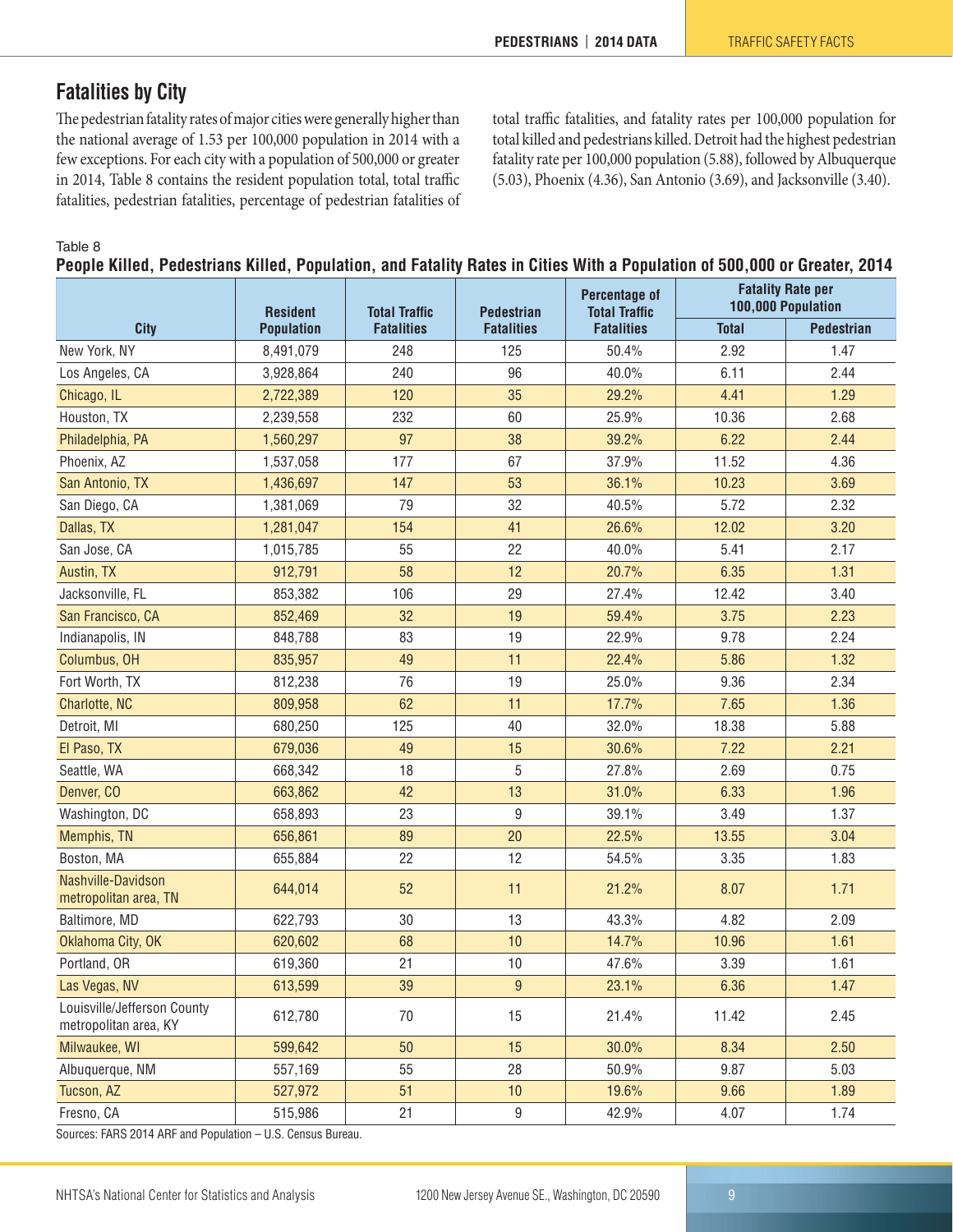## Fatalities by City

The pedestrian fatality rates of major cities were generally higher than the national average of 1.53 per 100,000 population in 2014 with a few exceptions. For each city with a population of 500,000 or greater in 2014, Table 8 contains the resident population total, total traffic fatalities, pedestrian fatalities, percentage of pedestrian fatalities of total traffic fatalities, and fatality rates per 100,000 population for total killed and pedestrians killed. Detroit had the highest pedestrian fatality rate per 100,000 population (5.88), followed by Albuquerque (5.03), Phoenix (4.36), San Antonio (3.69), and Jacksonville (3.40).

Table 8

**People Killed, Pedestrians Killed, Population, and Fatality Rates in Cities With a Population of 500,000 or Greater, 2014**

| City | Resident Population | Total Traffic Fatalities | Pedestrian Fatalities | Percentage of Total Traffic Fatalities | Fatality Rate per 100,000 Population | |
|---|---|---|---|---|---|---|
| | | | | | Total | Pedestrian |
| New York, NY | 8,491,079 | 248 | 125 | 50.4% | 2.92 | 1.47 |
| Los Angeles, CA | 3,928,864 | 240 | 96 | 40.0% | 6.11 | 2.44 |
| Chicago, IL | 2,722,389 | 120 | 35 | 29.2% | 4.41 | 1.29 |
| Houston, TX | 2,239,558 | 232 | 60 | 25.9% | 10.36 | 2.68 |
| Philadelphia, PA | 1,560,297 | 97 | 38 | 39.2% | 6.22 | 2.44 |
| Phoenix, AZ | 1,537,058 | 177 | 67 | 37.9% | 11.52 | 4.36 |
| San Antonio, TX | 1,436,697 | 147 | 53 | 36.1% | 10.23 | 3.69 |
| San Diego, CA | 1,381,069 | 79 | 32 | 40.5% | 5.72 | 2.32 |
| Dallas, TX | 1,281,047 | 154 | 41 | 26.6% | 12.02 | 3.20 |
| San Jose, CA | 1,015,785 | 55 | 22 | 40.0% | 5.41 | 2.17 |
| Austin, TX | 912,791 | 58 | 12 | 20.7% | 6.35 | 1.31 |
| Jacksonville, FL | 853,382 | 106 | 29 | 27.4% | 12.42 | 3.40 |
| San Francisco, CA | 852,469 | 32 | 19 | 59.4% | 3.75 | 2.23 |
| Indianapolis, IN | 848,788 | 83 | 19 | 22.9% | 9.78 | 2.24 |
| Columbus, OH | 835,957 | 49 | 11 | 22.4% | 5.86 | 1.32 |
| Fort Worth, TX | 812,238 | 76 | 19 | 25.0% | 9.36 | 2.34 |
| Charlotte, NC | 809,958 | 62 | 11 | 17.7% | 7.65 | 1.36 |
| Detroit, MI | 680,250 | 125 | 40 | 32.0% | 18.38 | 5.88 |
| El Paso, TX | 679,036 | 49 | 15 | 30.6% | 7.22 | 2.21 |
| Seattle, WA | 668,342 | 18 | 5 | 27.8% | 2.69 | 0.75 |
| Denver, CO | 663,862 | 42 | 13 | 31.0% | 6.33 | 1.96 |
| Washington, DC | 658,893 | 23 | 9 | 39.1% | 3.49 | 1.37 |
| Memphis, TN | 656,861 | 89 | 20 | 22.5% | 13.55 | 3.04 |
| Boston, MA | 655,884 | 22 | 12 | 54.5% | 3.35 | 1.83 |
| Nashville-Davidson metropolitan area, TN | 644,014 | 52 | 11 | 21.2% | 8.07 | 1.71 |
| Baltimore, MD | 622,793 | 30 | 13 | 43.3% | 4.82 | 2.09 |
| Oklahoma City, OK | 620,602 | 68 | 10 | 14.7% | 10.96 | 1.61 |
| Portland, OR | 619,360 | 21 | 10 | 47.6% | 3.39 | 1.61 |
| Las Vegas, NV | 613,599 | 39 | 9 | 23.1% | 6.36 | 1.47 |
| Louisville/Jefferson County metropolitan area, KY | 612,780 | 70 | 15 | 21.4% | 11.42 | 2.45 |
| Milwaukee, WI | 599,642 | 50 | 15 | 30.0% | 8.34 | 2.50 |
| Albuquerque, NM | 557,169 | 55 | 28 | 50.9% | 9.87 | 5.03 |
| Tucson, AZ | 527,972 | 51 | 10 | 19.6% | 9.66 | 1.89 |
| Fresno, CA | 515,986 | 21 | 9 | 42.9% | 4.07 | 1.74 |

Sources: FARS 2014 ARF and Population – U.S. Census Bureau.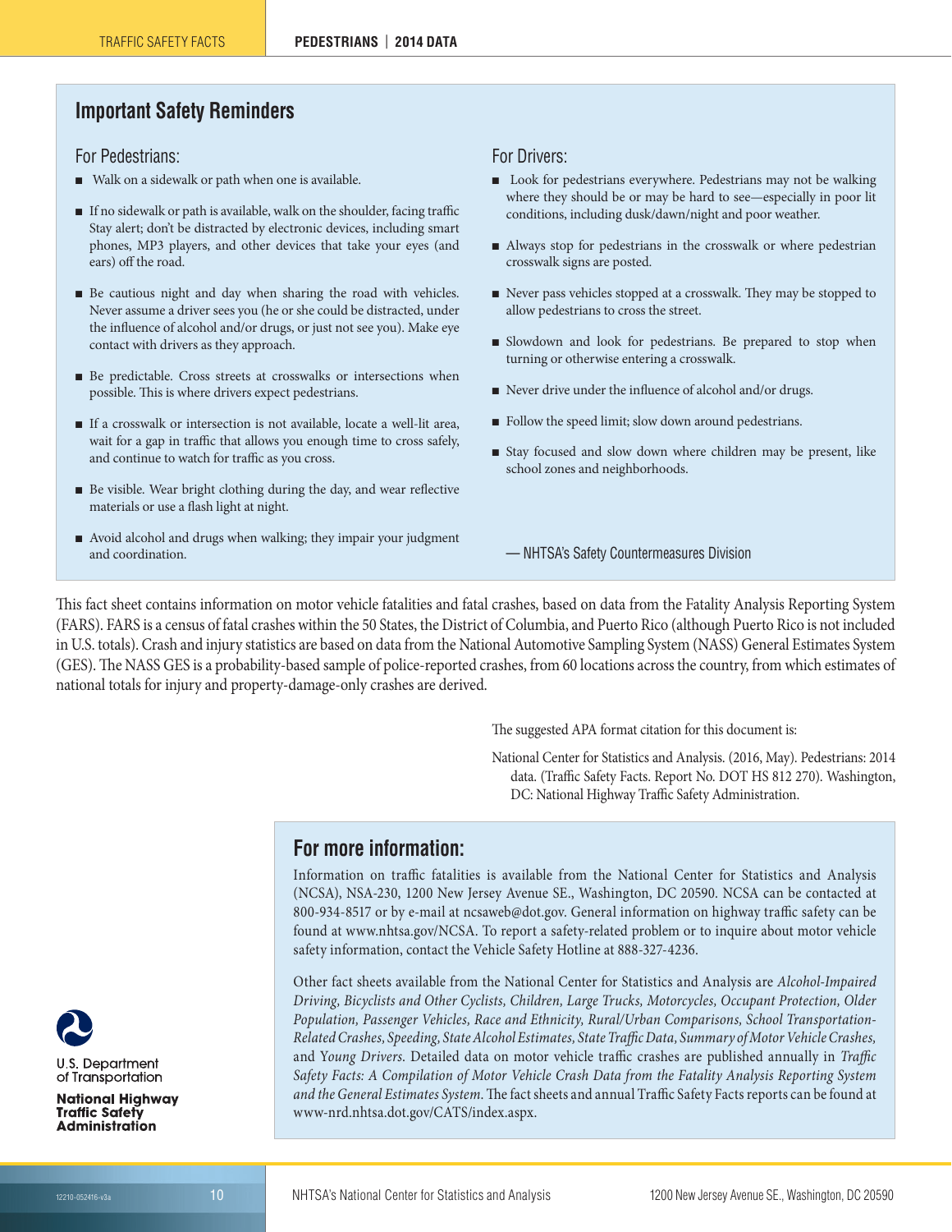## Important Safety Reminders

### For Pedestrians:

- Walk on a sidewalk or path when one is available.
- If no sidewalk or path is available, walk on the shoulder, facing traffic Stay alert; don't be distracted by electronic devices, including smart phones, MP3 players, and other devices that take your eyes (and ears) off the road.
- Be cautious night and day when sharing the road with vehicles. Never assume a driver sees you (he or she could be distracted, under the influence of alcohol and/or drugs, or just not see you). Make eye contact with drivers as they approach.
- Be predictable. Cross streets at crosswalks or intersections when possible. This is where drivers expect pedestrians.
- If a crosswalk or intersection is not available, locate a well-lit area, wait for a gap in traffic that allows you enough time to cross safely, and continue to watch for traffic as you cross.
- Be visible. Wear bright clothing during the day, and wear reflective materials or use a flash light at night.
- Avoid alcohol and drugs when walking; they impair your judgment and coordination.

### For Drivers:

- Look for pedestrians everywhere. Pedestrians may not be walking where they should be or may be hard to see—especially in poor lit conditions, including dusk/dawn/night and poor weather.
- Always stop for pedestrians in the crosswalk or where pedestrian crosswalk signs are posted.
- Never pass vehicles stopped at a crosswalk. They may be stopped to allow pedestrians to cross the street.
- Slowdown and look for pedestrians. Be prepared to stop when turning or otherwise entering a crosswalk.
- Never drive under the influence of alcohol and/or drugs.
- Follow the speed limit; slow down around pedestrians.
- Stay focused and slow down where children may be present, like school zones and neighborhoods.

— NHTSA's Safety Countermeasures Division

This fact sheet contains information on motor vehicle fatalities and fatal crashes, based on data from the Fatality Analysis Reporting System (FARS). FARS is a census of fatal crashes within the 50 States, the District of Columbia, and Puerto Rico (although Puerto Rico is not included in U.S. totals). Crash and injury statistics are based on data from the National Automotive Sampling System (NASS) General Estimates System (GES). The NASS GES is a probability-based sample of police-reported crashes, from 60 locations across the country, from which estimates of national totals for injury and property-damage-only crashes are derived.

The suggested APA format citation for this document is:

National Center for Statistics and Analysis. (2016, May). Pedestrians: 2014 data. (Traffic Safety Facts. Report No. DOT HS 812 270). Washington, DC: National Highway Traffic Safety Administration.

## For more information:

Information on traffic fatalities is available from the National Center for Statistics and Analysis (NCSA), NSA-230, 1200 New Jersey Avenue SE., Washington, DC 20590. NCSA can be contacted at 800-934-8517 or by e-mail at ncsaweb@dot.gov. General information on highway traffic safety can be found at www.nhtsa.gov/NCSA. To report a safety-related problem or to inquire about motor vehicle safety information, contact the Vehicle Safety Hotline at 888-327-4236.

Other fact sheets available from the National Center for Statistics and Analysis are *Alcohol-Impaired Driving, Bicyclists and Other Cyclists, Children, Large Trucks, Motorcycles, Occupant Protection, Older Population, Passenger Vehicles, Race and Ethnicity, Rural/Urban Comparisons, School Transportation-Related Crashes, Speeding, State Alcohol Estimates, State Traffic Data, Summary of Motor Vehicle Crashes,* and *Young Drivers.* Detailed data on motor vehicle traffic crashes are published annually in *Traffic Safety Facts: A Compilation of Motor Vehicle Crash Data from the Fatality Analysis Reporting System and the General Estimates System.* The fact sheets and annual Traffic Safety Facts reports can be found at www-nrd.nhtsa.dot.gov/CATS/index.aspx.

U.S. Department of Transportation

**National Highway Traffic Safety Administration**

12210-052416-v3a